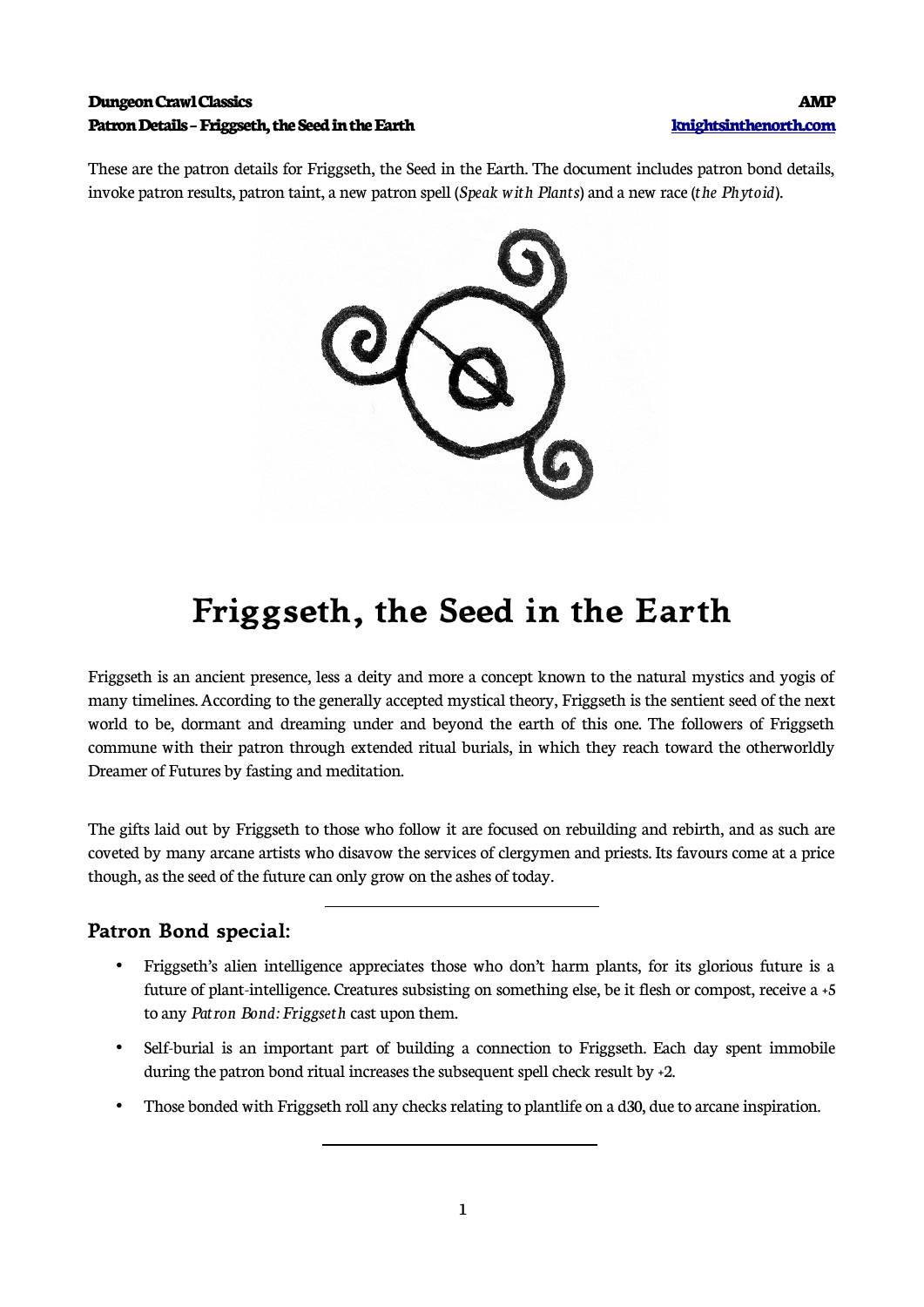These are the patron details for Friggseth, the Seed in the Earth. The document includes patron bond details, invoke patron results, patron taint, a new patron spell (*Speak with Plants*) and a new race (*the Phytoid*).

# Friggseth, the Seed in the Earth

Friggseth is an ancient presence, less a deity and more a concept known to the natural mystics and yogis of many timelines. According to the generally accepted mystical theory, Friggseth is the sentient seed of the next world to be, dormant and dreaming under and beyond the earth of this one. The followers of Friggseth commune with their patron through extended ritual burials, in which they reach toward the otherworldly Dreamer of Futures by fasting and meditation.

The gifts laid out by Friggseth to those who follow it are focused on rebuilding and rebirth, and as such are coveted by many arcane artists who disavow the services of clergymen and priests. Its favours come at a price though, as the seed of the future can only grow on the ashes of today.

---

## Patron Bond special:

- Friggseth's alien intelligence appreciates those who don't harm plants, for its glorious future is a future of plant-intelligence. Creatures subsisting on something else, be it flesh or compost, receive a +5 to any *Patron Bond: Friggseth* cast upon them.
- Self-burial is an important part of building a connection to Friggseth. Each day spent immobile during the patron bond ritual increases the subsequent spell check result by +2.
- Those bonded with Friggseth roll any checks relating to plantlife on a d30, due to arcane inspiration.

---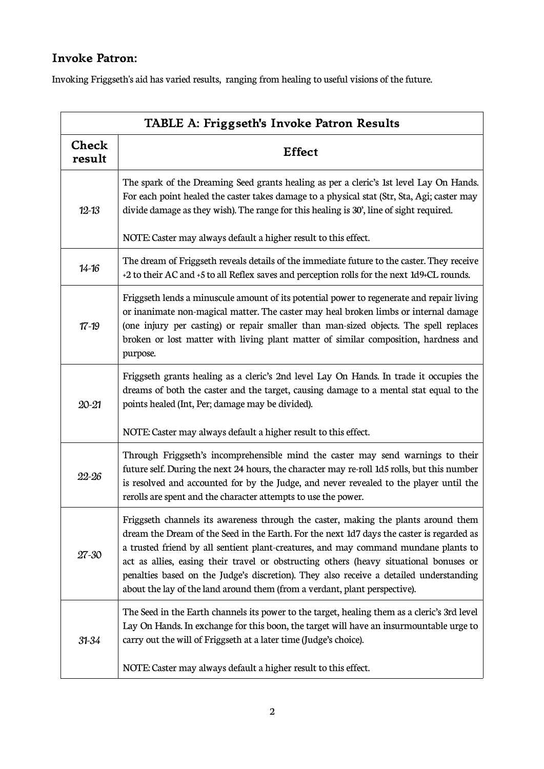### Invoke Patron:

Invoking Friggseth's aid has varied results, ranging from healing to useful visions of the future.

| TABLE A: Friggseth's Invoke Patron Results | |
|---|---|
| **Check result** | **Effect** |
| 12-13 | The spark of the Dreaming Seed grants healing as per a cleric's 1st level Lay On Hands. For each point healed the caster takes damage to a physical stat (Str, Sta, Agi; caster may divide damage as they wish). The range for this healing is 30', line of sight required.<br><br>NOTE: Caster may always default a higher result to this effect. |
| 14-16 | The dream of Friggseth reveals details of the immediate future to the caster. They receive +2 to their AC and +5 to all Reflex saves and perception rolls for the next 1d9+CL rounds. |
| 17-19 | Friggseth lends a minuscule amount of its potential power to regenerate and repair living or inanimate non-magical matter. The caster may heal broken limbs or internal damage (one injury per casting) or repair smaller than man-sized objects. The spell replaces broken or lost matter with living plant matter of similar composition, hardness and purpose. |
| 20-21 | Friggseth grants healing as a cleric's 2nd level Lay On Hands. In trade it occupies the dreams of both the caster and the target, causing damage to a mental stat equal to the points healed (Int, Per; damage may be divided).<br><br>NOTE: Caster may always default a higher result to this effect. |
| 22-26 | Through Friggseth's incomprehensible mind the caster may send warnings to their future self. During the next 24 hours, the character may re-roll 1d5 rolls, but this number is resolved and accounted for by the Judge, and never revealed to the player until the rerolls are spent and the character attempts to use the power. |
| 27-30 | Friggseth channels its awareness through the caster, making the plants around them dream the Dream of the Seed in the Earth. For the next 1d7 days the caster is regarded as a trusted friend by all sentient plant-creatures, and may command mundane plants to act as allies, easing their travel or obstructing others (heavy situational bonuses or penalties based on the Judge's discretion). They also receive a detailed understanding about the lay of the land around them (from a verdant, plant perspective). |
| 31-34 | The Seed in the Earth channels its power to the target, healing them as a cleric's 3rd level Lay On Hands. In exchange for this boon, the target will have an insurmountable urge to carry out the will of Friggseth at a later time (Judge's choice).<br><br>NOTE: Caster may always default a higher result to this effect. |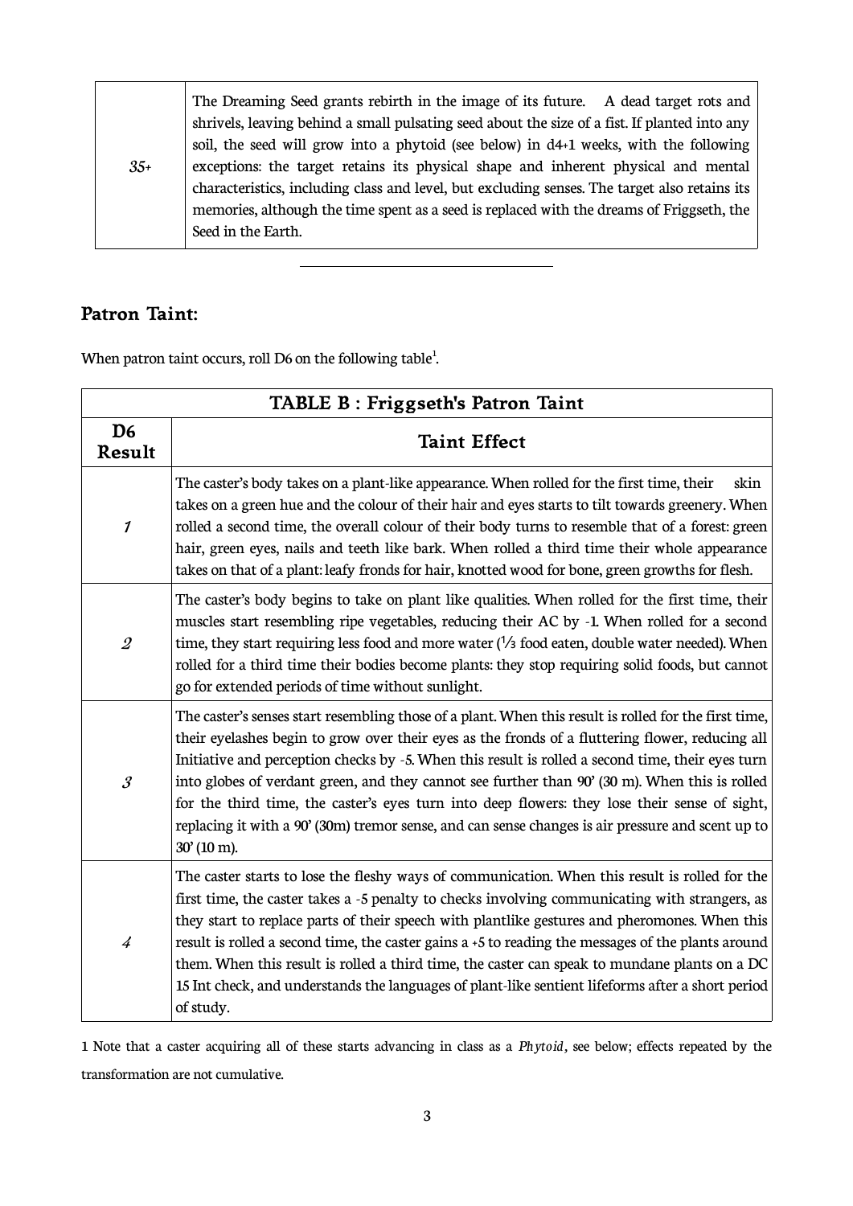| | |
|---|---|
| *35+* | The Dreaming Seed grants rebirth in the image of its future. A dead target rots and shrivels, leaving behind a small pulsating seed about the size of a fist. If planted into any soil, the seed will grow into a phytoid (see below) in d4+1 weeks, with the following exceptions: the target retains its physical shape and inherent physical and mental characteristics, including class and level, but excluding senses. The target also retains its memories, although the time spent as a seed is replaced with the dreams of Friggseth, the Seed in the Earth. |

---

## Patron Taint:

When patron taint occurs, roll D6 on the following table[1].

| TABLE B : Friggseth's Patron Taint | |
|---|---|
| **D6 Result** | **Taint Effect** |
| *1* | The caster's body takes on a plant-like appearance. When rolled for the first time, their skin takes on a green hue and the colour of their hair and eyes starts to tilt towards greenery. When rolled a second time, the overall colour of their body turns to resemble that of a forest: green hair, green eyes, nails and teeth like bark. When rolled a third time their whole appearance takes on that of a plant: leafy fronds for hair, knotted wood for bone, green growths for flesh. |
| *2* | The caster's body begins to take on plant like qualities. When rolled for the first time, their muscles start resembling ripe vegetables, reducing their AC by -1. When rolled for a second time, they start requiring less food and more water (⅓ food eaten, double water needed). When rolled for a third time their bodies become plants: they stop requiring solid foods, but cannot go for extended periods of time without sunlight. |
| *3* | The caster's senses start resembling those of a plant. When this result is rolled for the first time, their eyelashes begin to grow over their eyes as the fronds of a fluttering flower, reducing all Initiative and perception checks by -5. When this result is rolled a second time, their eyes turn into globes of verdant green, and they cannot see further than 90' (30 m). When this is rolled for the third time, the caster's eyes turn into deep flowers: they lose their sense of sight, replacing it with a 90' (30m) tremor sense, and can sense changes is air pressure and scent up to 30' (10 m). |
| *4* | The caster starts to lose the fleshy ways of communication. When this result is rolled for the first time, the caster takes a -5 penalty to checks involving communicating with strangers, as they start to replace parts of their speech with plantlike gestures and pheromones. When this result is rolled a second time, the caster gains a +5 to reading the messages of the plants around them. When this result is rolled a third time, the caster can speak to mundane plants on a DC 15 Int check, and understands the languages of plant-like sentient lifeforms after a short period of study. |

1 Note that a caster acquiring all of these starts advancing in class as a *Phytoid*, see below; effects repeated by the transformation are not cumulative.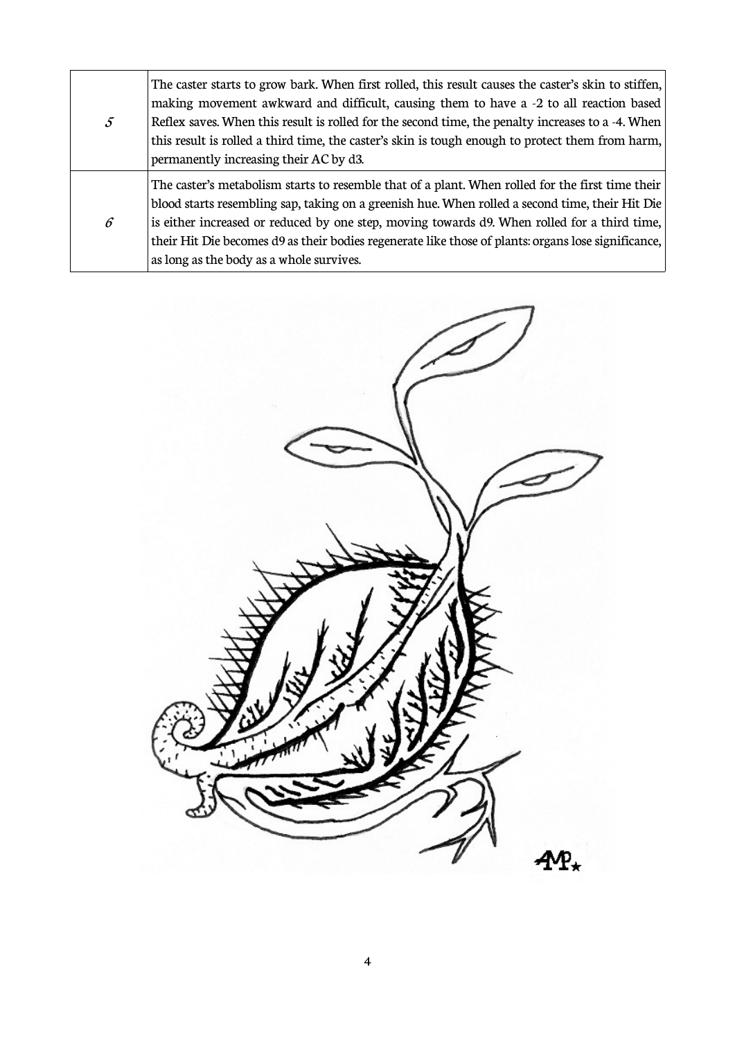| | |
|---|---|
| *5* | The caster starts to grow bark. When first rolled, this result causes the caster's skin to stiffen, making movement awkward and difficult, causing them to have a -2 to all reaction based Reflex saves. When this result is rolled for the second time, the penalty increases to a -4. When this result is rolled a third time, the caster's skin is tough enough to protect them from harm, permanently increasing their AC by d3. |
| *6* | The caster's metabolism starts to resemble that of a plant. When rolled for the first time their blood starts resembling sap, taking on a greenish hue. When rolled a second time, their Hit Die is either increased or reduced by one step, moving towards d9. When rolled for a third time, their Hit Die becomes d9 as their bodies regenerate like those of plants: organs lose significance, as long as the body as a whole survives. |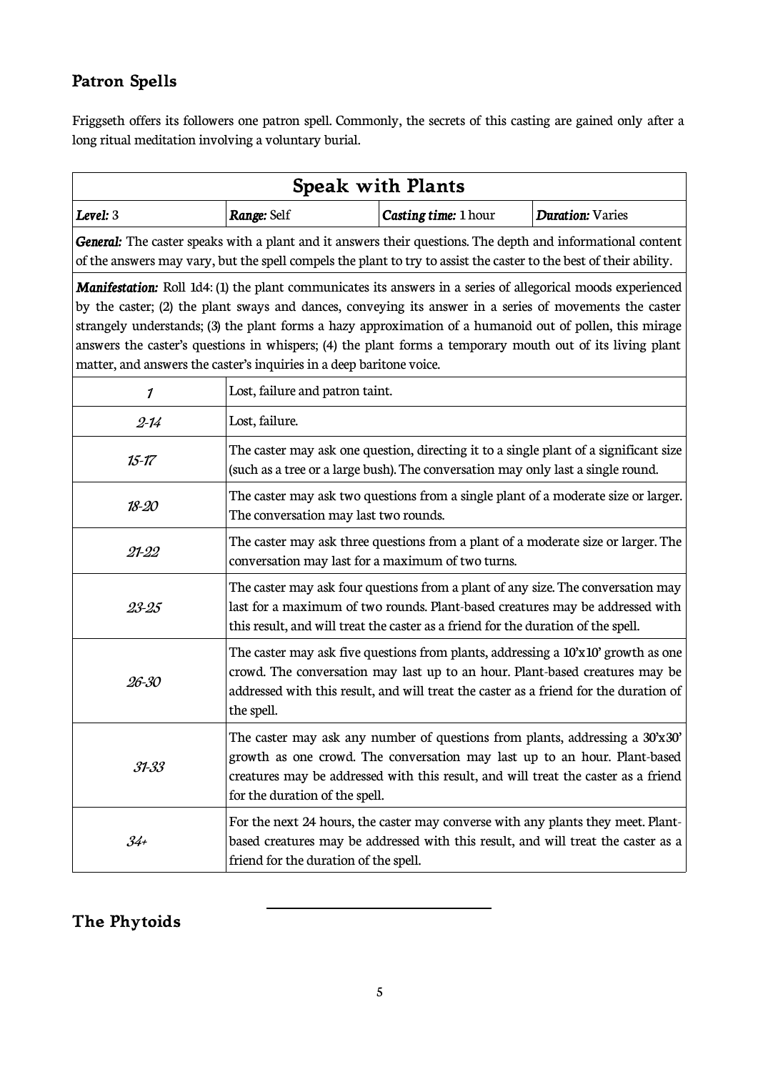## Patron Spells

Friggseth offers its followers one patron spell. Commonly, the secrets of this casting are gained only after a long ritual meditation involving a voluntary burial.

| Speak with Plants | | | |
|---|---|---|---|
| ***Level:*** 3 | ***Range:*** Self | ***Casting time:*** 1 hour | ***Duration:*** Varies |
| ***General:*** The caster speaks with a plant and it answers their questions. The depth and informational content of the answers may vary, but the spell compels the plant to try to assist the caster to the best of their ability. | | | |
| ***Manifestation:*** Roll 1d4: (1) the plant communicates its answers in a series of allegorical moods experienced by the caster; (2) the plant sways and dances, conveying its answer in a series of movements the caster strangely understands; (3) the plant forms a hazy approximation of a humanoid out of pollen, this mirage answers the caster's questions in whispers; (4) the plant forms a temporary mouth out of its living plant matter, and answers the caster's inquiries in a deep baritone voice. | | | |
| *1* | Lost, failure and patron taint. | | |
| *2-14* | Lost, failure. | | |
| *15-17* | The caster may ask one question, directing it to a single plant of a significant size (such as a tree or a large bush). The conversation may only last a single round. | | |
| *18-20* | The caster may ask two questions from a single plant of a moderate size or larger. The conversation may last two rounds. | | |
| *21-22* | The caster may ask three questions from a plant of a moderate size or larger. The conversation may last for a maximum of two turns. | | |
| *23-25* | The caster may ask four questions from a plant of any size. The conversation may last for a maximum of two rounds. Plant-based creatures may be addressed with this result, and will treat the caster as a friend for the duration of the spell. | | |
| *26-30* | The caster may ask five questions from plants, addressing a 10'x10' growth as one crowd. The conversation may last up to an hour. Plant-based creatures may be addressed with this result, and will treat the caster as a friend for the duration of the spell. | | |
| *31-33* | The caster may ask any number of questions from plants, addressing a 30'x30' growth as one crowd. The conversation may last up to an hour. Plant-based creatures may be addressed with this result, and will treat the caster as a friend for the duration of the spell. | | |
| *34+* | For the next 24 hours, the caster may converse with any plants they meet. Plant-based creatures may be addressed with this result, and will treat the caster as a friend for the duration of the spell. | | |

---

## The Phytoids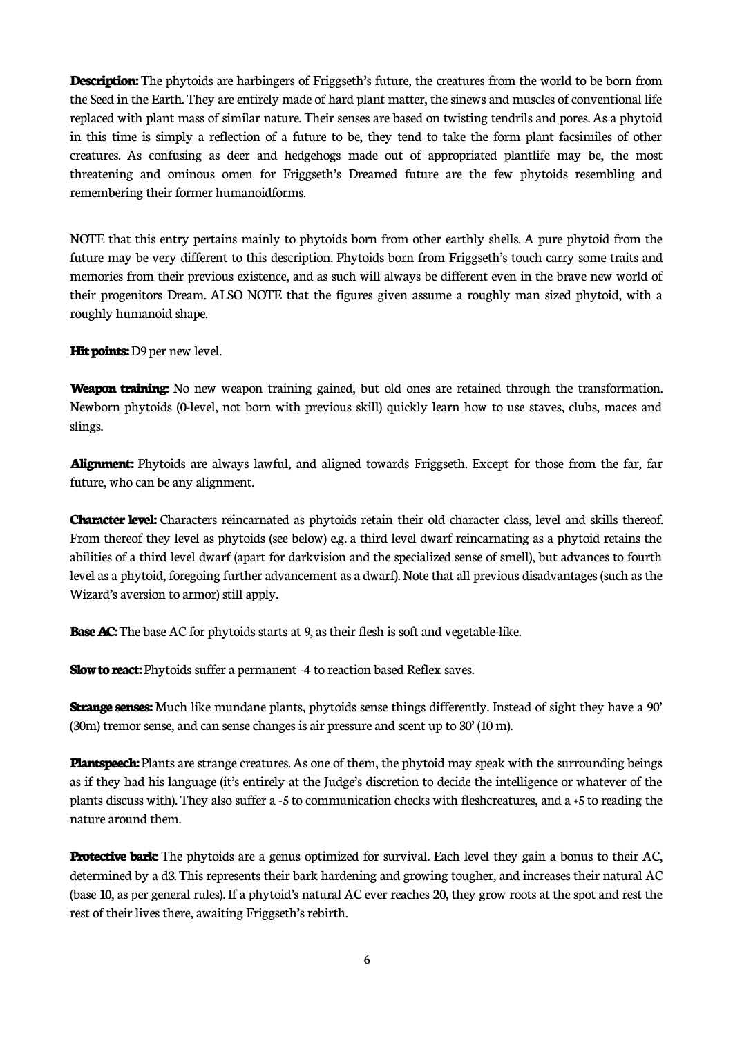**Description:** The phytoids are harbingers of Friggseth's future, the creatures from the world to be born from the Seed in the Earth. They are entirely made of hard plant matter, the sinews and muscles of conventional life replaced with plant mass of similar nature. Their senses are based on twisting tendrils and pores. As a phytoid in this time is simply a reflection of a future to be, they tend to take the form plant facsimiles of other creatures. As confusing as deer and hedgehogs made out of appropriated plantlife may be, the most threatening and ominous omen for Friggseth's Dreamed future are the few phytoids resembling and remembering their former humanoidforms.

NOTE that this entry pertains mainly to phytoids born from other earthly shells. A pure phytoid from the future may be very different to this description. Phytoids born from Friggseth's touch carry some traits and memories from their previous existence, and as such will always be different even in the brave new world of their progenitors Dream. ALSO NOTE that the figures given assume a roughly man sized phytoid, with a roughly humanoid shape.

**Hit points:** D9 per new level.

**Weapon training:** No new weapon training gained, but old ones are retained through the transformation. Newborn phytoids (0-level, not born with previous skill) quickly learn how to use staves, clubs, maces and slings.

**Alignment:** Phytoids are always lawful, and aligned towards Friggseth. Except for those from the far, far future, who can be any alignment.

**Character level:** Characters reincarnated as phytoids retain their old character class, level and skills thereof. From thereof they level as phytoids (see below) e.g. a third level dwarf reincarnating as a phytoid retains the abilities of a third level dwarf (apart for darkvision and the specialized sense of smell), but advances to fourth level as a phytoid, foregoing further advancement as a dwarf). Note that all previous disadvantages (such as the Wizard's aversion to armor) still apply.

**Base AC:** The base AC for phytoids starts at 9, as their flesh is soft and vegetable-like.

**Slow to react:** Phytoids suffer a permanent -4 to reaction based Reflex saves.

**Strange senses:** Much like mundane plants, phytoids sense things differently. Instead of sight they have a 90' (30m) tremor sense, and can sense changes is air pressure and scent up to 30' (10 m).

**Plantspeech:** Plants are strange creatures. As one of them, the phytoid may speak with the surrounding beings as if they had his language (it's entirely at the Judge's discretion to decide the intelligence or whatever of the plants discuss with). They also suffer a -5 to communication checks with fleshcreatures, and a +5 to reading the nature around them.

**Protective bark:** The phytoids are a genus optimized for survival. Each level they gain a bonus to their AC, determined by a d3. This represents their bark hardening and growing tougher, and increases their natural AC (base 10, as per general rules). If a phytoid's natural AC ever reaches 20, they grow roots at the spot and rest the rest of their lives there, awaiting Friggseth's rebirth.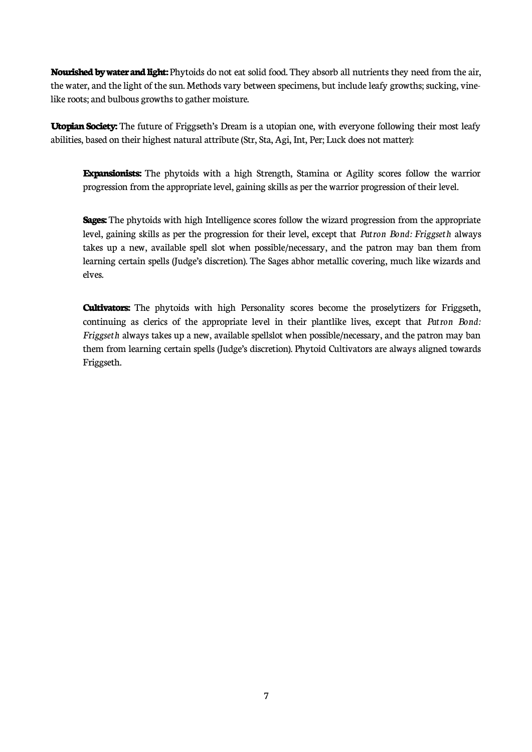**Nourished by water and light:** Phytoids do not eat solid food. They absorb all nutrients they need from the air, the water, and the light of the sun. Methods vary between specimens, but include leafy growths; sucking, vine-like roots; and bulbous growths to gather moisture.

**Utopian Society:** The future of Friggseth's Dream is a utopian one, with everyone following their most leafy abilities, based on their highest natural attribute (Str, Sta, Agi, Int, Per; Luck does not matter):

> **Expansionists:** The phytoids with a high Strength, Stamina or Agility scores follow the warrior progression from the appropriate level, gaining skills as per the warrior progression of their level.
>
> **Sages:** The phytoids with high Intelligence scores follow the wizard progression from the appropriate level, gaining skills as per the progression for their level, except that *Patron Bond: Friggseth* always takes up a new, available spell slot when possible/necessary, and the patron may ban them from learning certain spells (Judge's discretion). The Sages abhor metallic covering, much like wizards and elves.
>
> **Cultivators:** The phytoids with high Personality scores become the proselytizers for Friggseth, continuing as clerics of the appropriate level in their plantlike lives, except that *Patron Bond: Friggseth* always takes up a new, available spellslot when possible/necessary, and the patron may ban them from learning certain spells (Judge's discretion). Phytoid Cultivators are always aligned towards Friggseth.